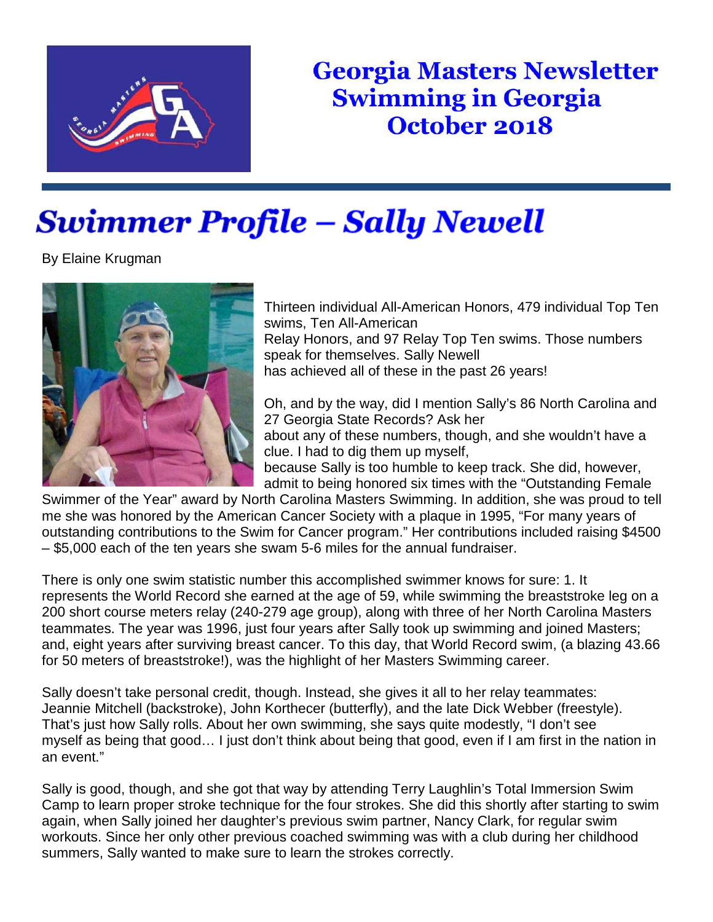# Georgia Masters Newsletter
# Swimming in Georgia
# October 2018

## *Swimmer Profile – Sally Newell*

By Elaine Krugman

Thirteen individual All-American Honors, 479 individual Top Ten swims, Ten All-American Relay Honors, and 97 Relay Top Ten swims. Those numbers speak for themselves. Sally Newell has achieved all of these in the past 26 years!

Oh, and by the way, did I mention Sally's 86 North Carolina and 27 Georgia State Records? Ask her about any of these numbers, though, and she wouldn't have a clue. I had to dig them up myself, because Sally is too humble to keep track. She did, however, admit to being honored six times with the "Outstanding Female Swimmer of the Year" award by North Carolina Masters Swimming. In addition, she was proud to tell me she was honored by the American Cancer Society with a plaque in 1995, "For many years of outstanding contributions to the Swim for Cancer program." Her contributions included raising $4500 – $5,000 each of the ten years she swam 5-6 miles for the annual fundraiser.

There is only one swim statistic number this accomplished swimmer knows for sure: 1. It represents the World Record she earned at the age of 59, while swimming the breaststroke leg on a 200 short course meters relay (240-279 age group), along with three of her North Carolina Masters teammates. The year was 1996, just four years after Sally took up swimming and joined Masters; and, eight years after surviving breast cancer. To this day, that World Record swim, (a blazing 43.66 for 50 meters of breaststroke!), was the highlight of her Masters Swimming career.

Sally doesn't take personal credit, though. Instead, she gives it all to her relay teammates: Jeannie Mitchell (backstroke), John Korthecer (butterfly), and the late Dick Webber (freestyle). That's just how Sally rolls. About her own swimming, she says quite modestly, "I don't see myself as being that good… I just don't think about being that good, even if I am first in the nation in an event."

Sally is good, though, and she got that way by attending Terry Laughlin's Total Immersion Swim Camp to learn proper stroke technique for the four strokes. She did this shortly after starting to swim again, when Sally joined her daughter's previous swim partner, Nancy Clark, for regular swim workouts. Since her only other previous coached swimming was with a club during her childhood summers, Sally wanted to make sure to learn the strokes correctly.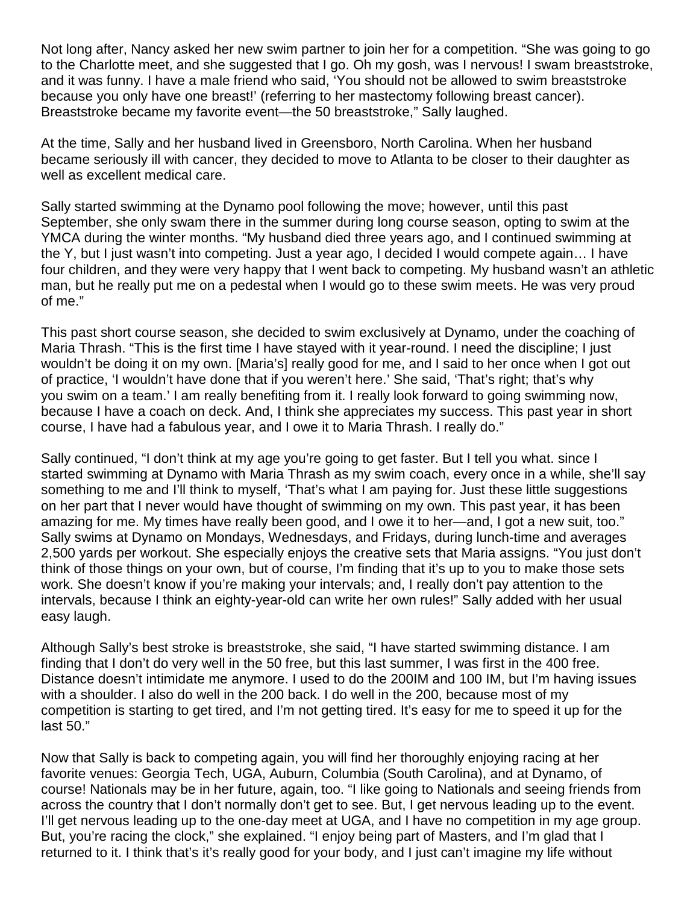Not long after, Nancy asked her new swim partner to join her for a competition. "She was going to go to the Charlotte meet, and she suggested that I go. Oh my gosh, was I nervous! I swam breaststroke, and it was funny. I have a male friend who said, 'You should not be allowed to swim breaststroke because you only have one breast!' (referring to her mastectomy following breast cancer). Breaststroke became my favorite event—the 50 breaststroke," Sally laughed.

At the time, Sally and her husband lived in Greensboro, North Carolina. When her husband became seriously ill with cancer, they decided to move to Atlanta to be closer to their daughter as well as excellent medical care.

Sally started swimming at the Dynamo pool following the move; however, until this past September, she only swam there in the summer during long course season, opting to swim at the YMCA during the winter months. "My husband died three years ago, and I continued swimming at the Y, but I just wasn't into competing. Just a year ago, I decided I would compete again… I have four children, and they were very happy that I went back to competing. My husband wasn't an athletic man, but he really put me on a pedestal when I would go to these swim meets. He was very proud of me."

This past short course season, she decided to swim exclusively at Dynamo, under the coaching of Maria Thrash. "This is the first time I have stayed with it year-round. I need the discipline; I just wouldn't be doing it on my own. [Maria's] really good for me, and I said to her once when I got out of practice, 'I wouldn't have done that if you weren't here.' She said, 'That's right; that's why you swim on a team.' I am really benefiting from it. I really look forward to going swimming now, because I have a coach on deck. And, I think she appreciates my success. This past year in short course, I have had a fabulous year, and I owe it to Maria Thrash. I really do."

Sally continued, "I don't think at my age you're going to get faster. But I tell you what. since I started swimming at Dynamo with Maria Thrash as my swim coach, every once in a while, she'll say something to me and I'll think to myself, 'That's what I am paying for. Just these little suggestions on her part that I never would have thought of swimming on my own. This past year, it has been amazing for me. My times have really been good, and I owe it to her—and, I got a new suit, too." Sally swims at Dynamo on Mondays, Wednesdays, and Fridays, during lunch-time and averages 2,500 yards per workout. She especially enjoys the creative sets that Maria assigns. "You just don't think of those things on your own, but of course, I'm finding that it's up to you to make those sets work. She doesn't know if you're making your intervals; and, I really don't pay attention to the intervals, because I think an eighty-year-old can write her own rules!" Sally added with her usual easy laugh.

Although Sally's best stroke is breaststroke, she said, "I have started swimming distance. I am finding that I don't do very well in the 50 free, but this last summer, I was first in the 400 free. Distance doesn't intimidate me anymore. I used to do the 200IM and 100 IM, but I'm having issues with a shoulder. I also do well in the 200 back. I do well in the 200, because most of my competition is starting to get tired, and I'm not getting tired. It's easy for me to speed it up for the last 50."

Now that Sally is back to competing again, you will find her thoroughly enjoying racing at her favorite venues: Georgia Tech, UGA, Auburn, Columbia (South Carolina), and at Dynamo, of course! Nationals may be in her future, again, too. "I like going to Nationals and seeing friends from across the country that I don't normally don't get to see. But, I get nervous leading up to the event. I'll get nervous leading up to the one-day meet at UGA, and I have no competition in my age group. But, you're racing the clock," she explained. "I enjoy being part of Masters, and I'm glad that I returned to it. I think that's it's really good for your body, and I just can't imagine my life without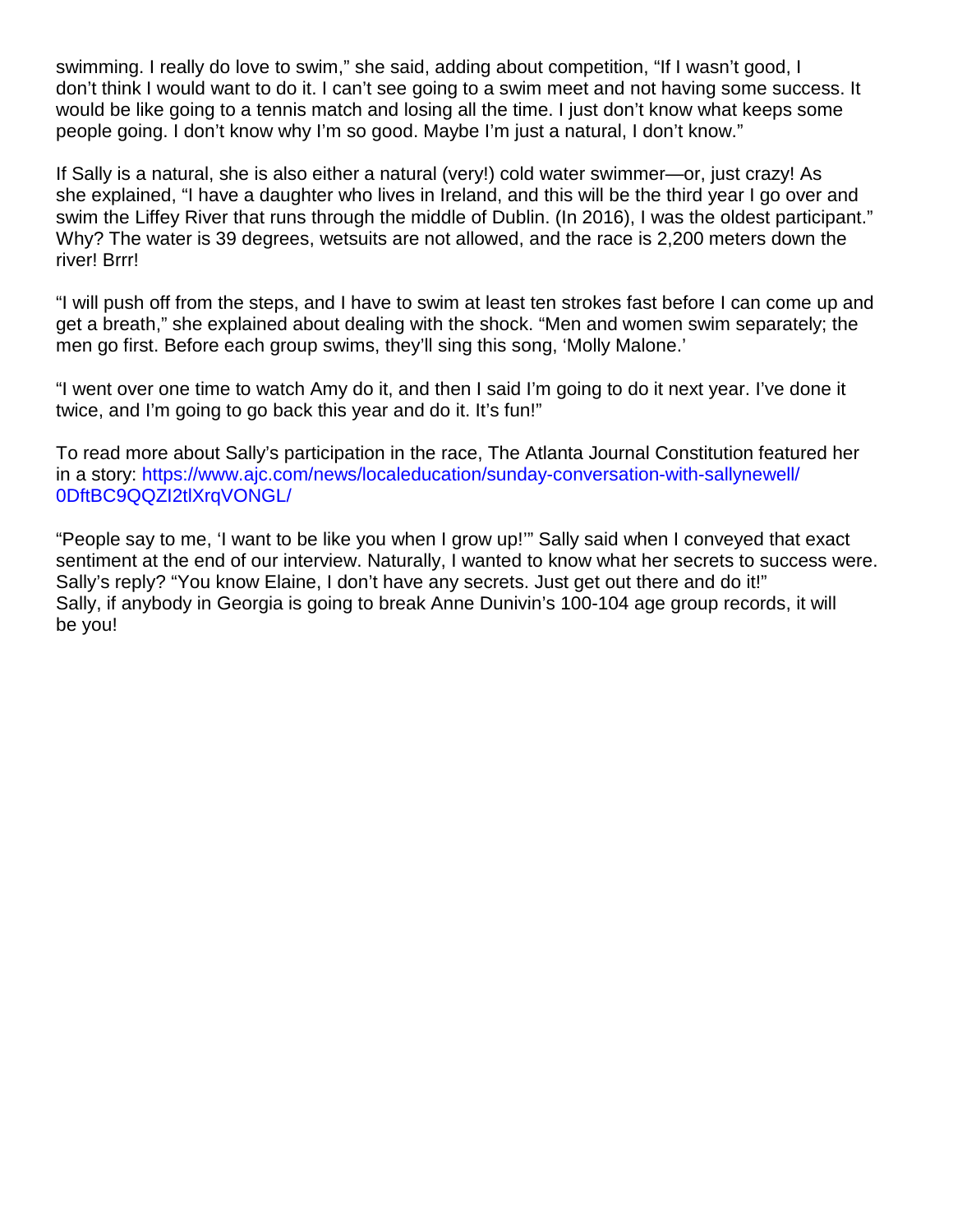swimming. I really do love to swim," she said, adding about competition, "If I wasn't good, I don't think I would want to do it. I can't see going to a swim meet and not having some success. It would be like going to a tennis match and losing all the time. I just don't know what keeps some people going. I don't know why I'm so good. Maybe I'm just a natural, I don't know."

If Sally is a natural, she is also either a natural (very!) cold water swimmer—or, just crazy! As she explained, "I have a daughter who lives in Ireland, and this will be the third year I go over and swim the Liffey River that runs through the middle of Dublin. (In 2016), I was the oldest participant." Why? The water is 39 degrees, wetsuits are not allowed, and the race is 2,200 meters down the river! Brrr!

"I will push off from the steps, and I have to swim at least ten strokes fast before I can come up and get a breath," she explained about dealing with the shock. "Men and women swim separately; the men go first. Before each group swims, they'll sing this song, 'Molly Malone.'

"I went over one time to watch Amy do it, and then I said I'm going to do it next year. I've done it twice, and I'm going to go back this year and do it. It's fun!"

To read more about Sally's participation in the race, The Atlanta Journal Constitution featured her in a story: https://www.ajc.com/news/localeducation/sunday-conversation-with-sallynewell/0DftBC9QQZI2tlXrqVONGL/

"People say to me, 'I want to be like you when I grow up!'" Sally said when I conveyed that exact sentiment at the end of our interview. Naturally, I wanted to know what her secrets to success were. Sally's reply? "You know Elaine, I don't have any secrets. Just get out there and do it!"
Sally, if anybody in Georgia is going to break Anne Dunivin's 100-104 age group records, it will be you!